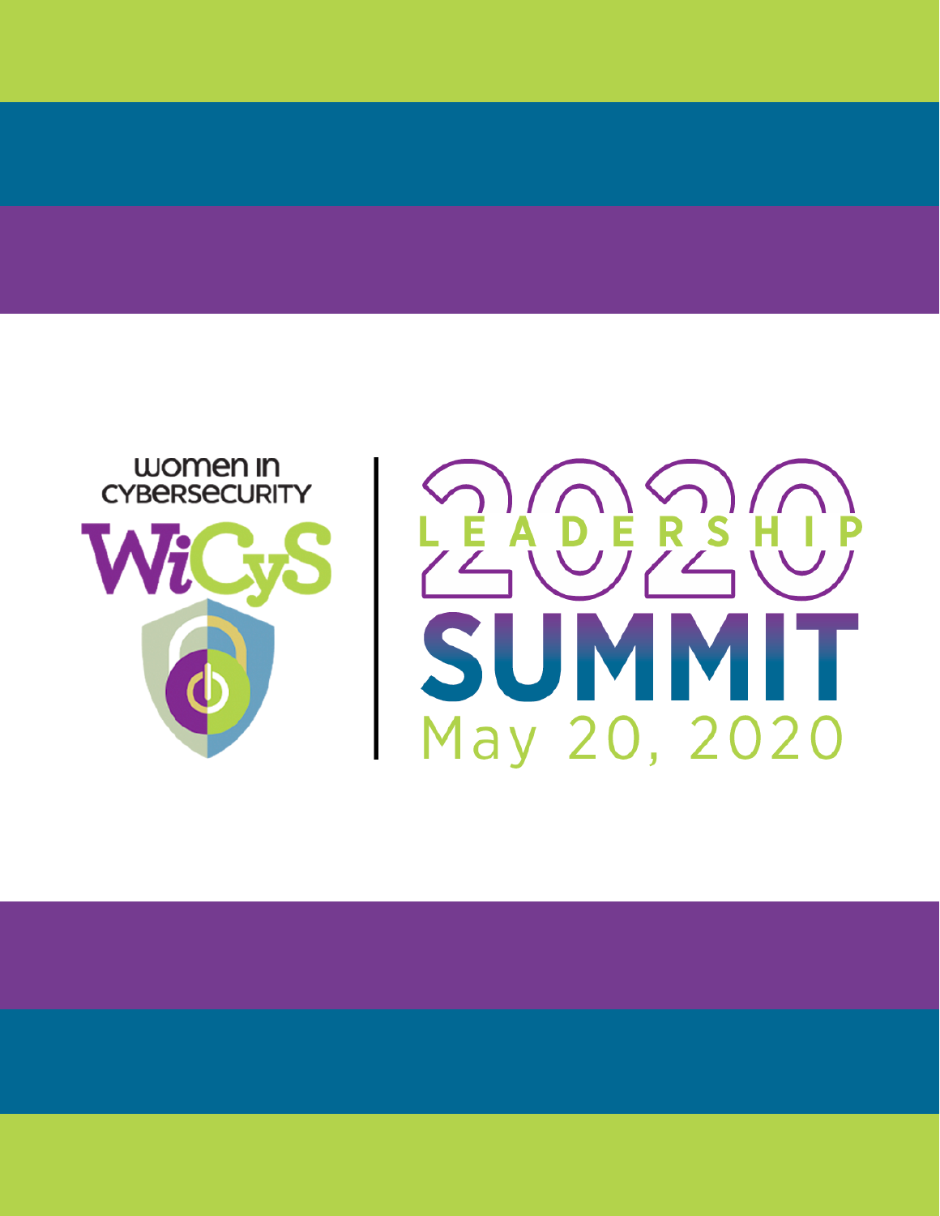women in CYBERSECURITY

WiCyS

# 2020 LEADERSHIP SUMMIT

May 20, 2020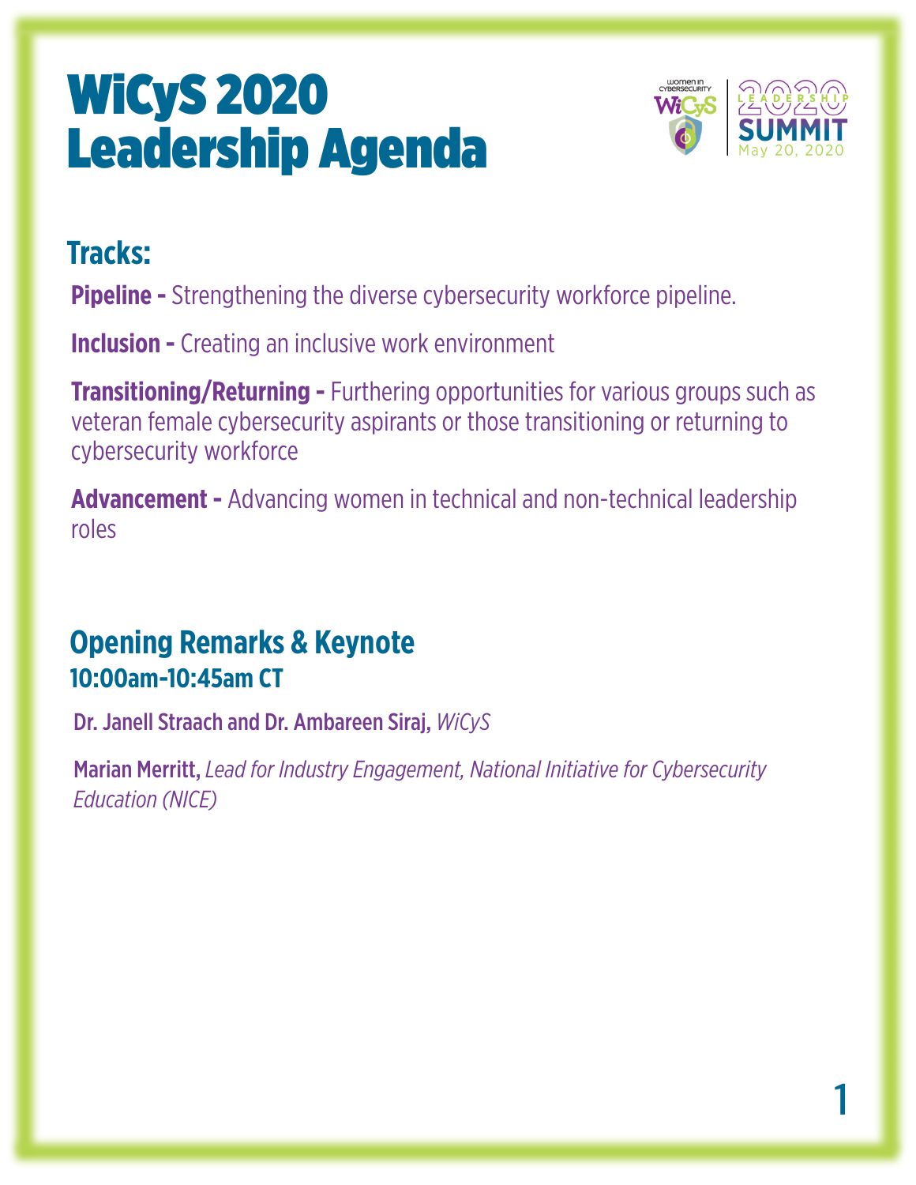# WiCyS 2020 Leadership Agenda

## Tracks:

**Pipeline -** Strengthening the diverse cybersecurity workforce pipeline.

**Inclusion -** Creating an inclusive work environment

**Transitioning/Returning -** Furthering opportunities for various groups such as veteran female cybersecurity aspirants or those transitioning or returning to cybersecurity workforce

**Advancement -** Advancing women in technical and non-technical leadership roles

## Opening Remarks & Keynote

### 10:00am-10:45am CT

**Dr. Janell Straach and Dr. Ambareen Siraj,** *WiCyS*

**Marian Merritt,** *Lead for Industry Engagement, National Initiative for Cybersecurity Education (NICE)*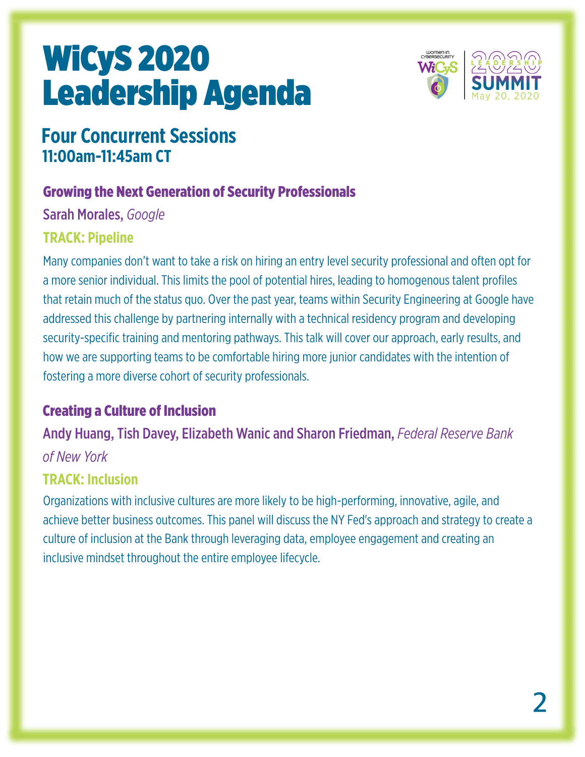# WiCyS 2020 Leadership Agenda

## Four Concurrent Sessions
**11:00am-11:45am CT**

### Growing the Next Generation of Security Professionals

Sarah Morales, *Google*

**TRACK: Pipeline**

Many companies don't want to take a risk on hiring an entry level security professional and often opt for a more senior individual. This limits the pool of potential hires, leading to homogenous talent profiles that retain much of the status quo. Over the past year, teams within Security Engineering at Google have addressed this challenge by partnering internally with a technical residency program and developing security-specific training and mentoring pathways. This talk will cover our approach, early results, and how we are supporting teams to be comfortable hiring more junior candidates with the intention of fostering a more diverse cohort of security professionals.

### Creating a Culture of Inclusion

Andy Huang, Tish Davey, Elizabeth Wanic and Sharon Friedman, *Federal Reserve Bank of New York*

**TRACK: Inclusion**

Organizations with inclusive cultures are more likely to be high-performing, innovative, agile, and achieve better business outcomes. This panel will discuss the NY Fed's approach and strategy to create a culture of inclusion at the Bank through leveraging data, employee engagement and creating an inclusive mindset throughout the entire employee lifecycle.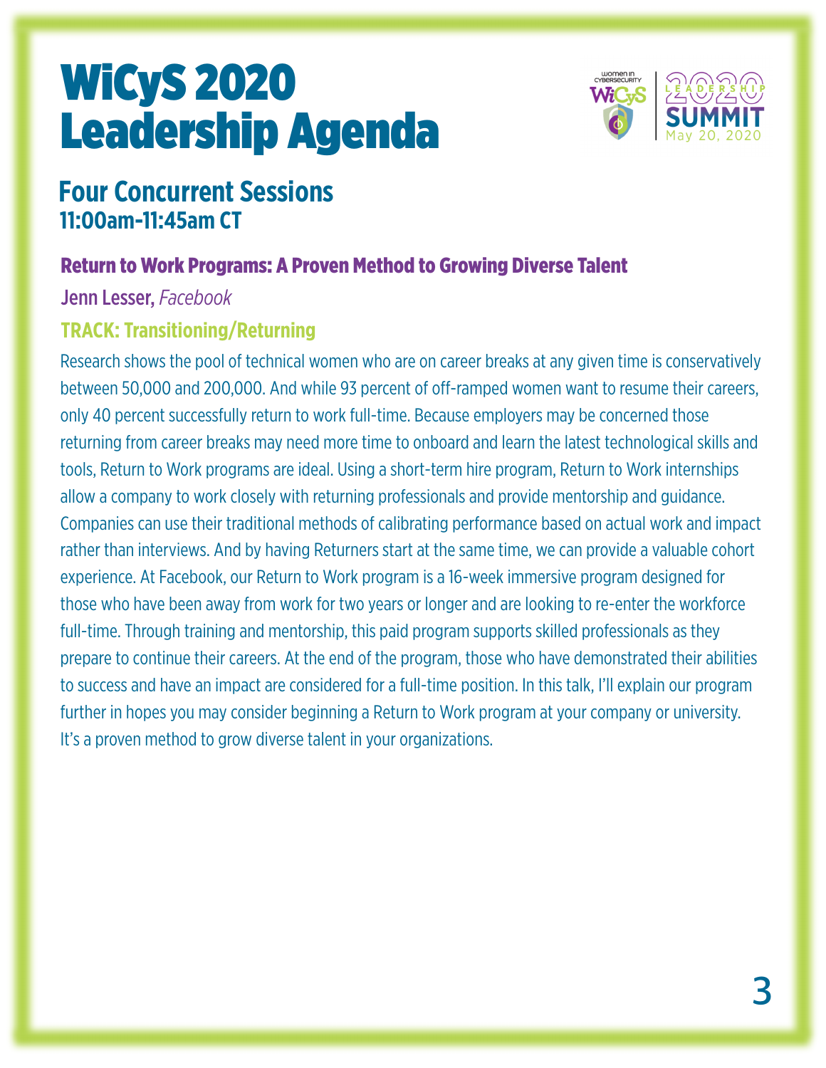# WiCyS 2020 Leadership Agenda

## Four Concurrent Sessions
**11:00am-11:45am CT**

### Return to Work Programs: A Proven Method to Growing Diverse Talent

Jenn Lesser, *Facebook*

**TRACK: Transitioning/Returning**

Research shows the pool of technical women who are on career breaks at any given time is conservatively between 50,000 and 200,000. And while 93 percent of off-ramped women want to resume their careers, only 40 percent successfully return to work full-time. Because employers may be concerned those returning from career breaks may need more time to onboard and learn the latest technological skills and tools, Return to Work programs are ideal. Using a short-term hire program, Return to Work internships allow a company to work closely with returning professionals and provide mentorship and guidance. Companies can use their traditional methods of calibrating performance based on actual work and impact rather than interviews. And by having Returners start at the same time, we can provide a valuable cohort experience. At Facebook, our Return to Work program is a 16-week immersive program designed for those who have been away from work for two years or longer and are looking to re-enter the workforce full-time. Through training and mentorship, this paid program supports skilled professionals as they prepare to continue their careers. At the end of the program, those who have demonstrated their abilities to success and have an impact are considered for a full-time position. In this talk, I'll explain our program further in hopes you may consider beginning a Return to Work program at your company or university. It's a proven method to grow diverse talent in your organizations.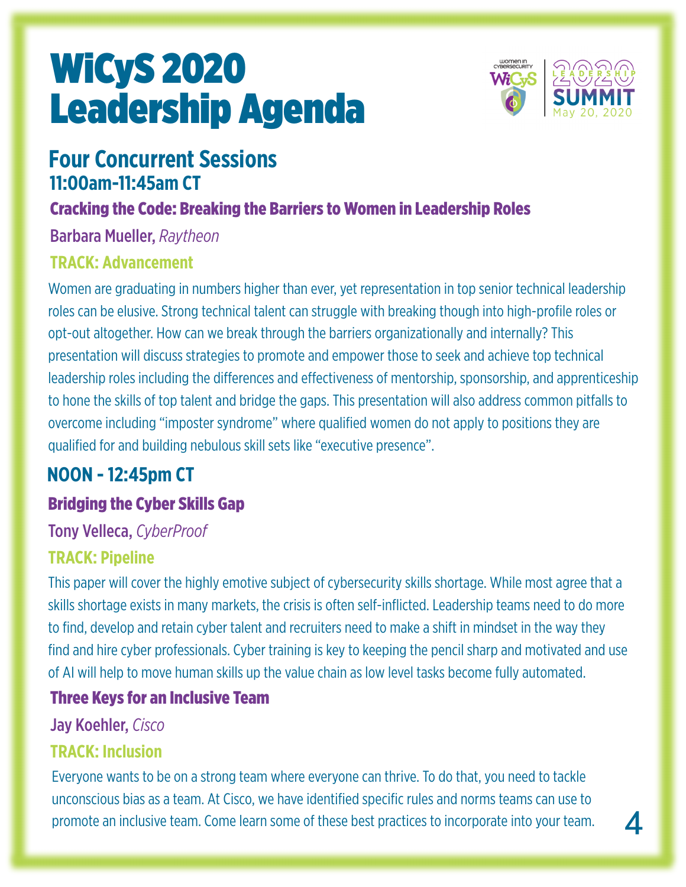# WiCyS 2020 Leadership Agenda

## Four Concurrent Sessions
### 11:00am-11:45am CT

#### Cracking the Code: Breaking the Barriers to Women in Leadership Roles

Barbara Mueller, *Raytheon*

**TRACK: Advancement**

Women are graduating in numbers higher than ever, yet representation in top senior technical leadership roles can be elusive. Strong technical talent can struggle with breaking though into high-profile roles or opt-out altogether. How can we break through the barriers organizationally and internally? This presentation will discuss strategies to promote and empower those to seek and achieve top technical leadership roles including the differences and effectiveness of mentorship, sponsorship, and apprenticeship to hone the skills of top talent and bridge the gaps. This presentation will also address common pitfalls to overcome including "imposter syndrome" where qualified women do not apply to positions they are qualified for and building nebulous skill sets like "executive presence".

### NOON - 12:45pm CT

#### Bridging the Cyber Skills Gap

Tony Velleca, *CyberProof*

**TRACK: Pipeline**

This paper will cover the highly emotive subject of cybersecurity skills shortage. While most agree that a skills shortage exists in many markets, the crisis is often self-inflicted. Leadership teams need to do more to find, develop and retain cyber talent and recruiters need to make a shift in mindset in the way they find and hire cyber professionals. Cyber training is key to keeping the pencil sharp and motivated and use of AI will help to move human skills up the value chain as low level tasks become fully automated.

#### Three Keys for an Inclusive Team

Jay Koehler, *Cisco*

**TRACK: Inclusion**

Everyone wants to be on a strong team where everyone can thrive. To do that, you need to tackle unconscious bias as a team. At Cisco, we have identified specific rules and norms teams can use to promote an inclusive team. Come learn some of these best practices to incorporate into your team.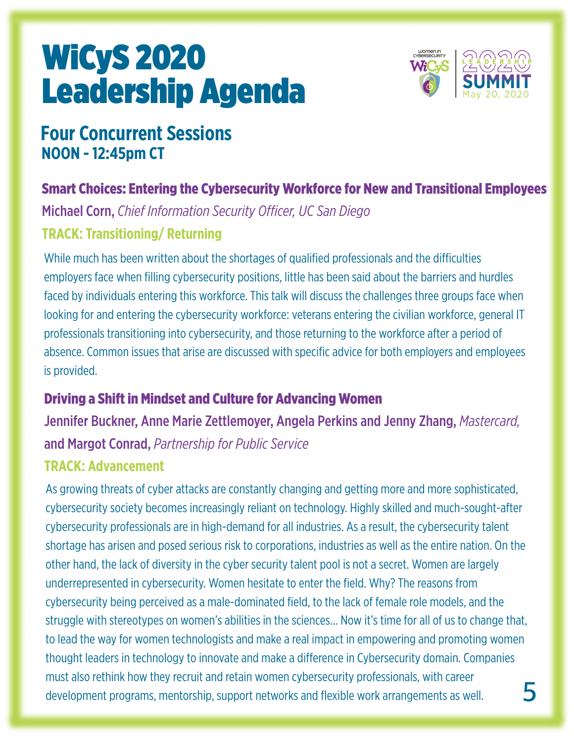# WiCyS 2020 Leadership Agenda

## Four Concurrent Sessions
**NOON - 12:45pm CT**

### Smart Choices: Entering the Cybersecurity Workforce for New and Transitional Employees

Michael Corn, *Chief Information Security Officer, UC San Diego*

**TRACK: Transitioning/ Returning**

While much has been written about the shortages of qualified professionals and the difficulties employers face when filling cybersecurity positions, little has been said about the barriers and hurdles faced by individuals entering this workforce. This talk will discuss the challenges three groups face when looking for and entering the cybersecurity workforce: veterans entering the civilian workforce, general IT professionals transitioning into cybersecurity, and those returning to the workforce after a period of absence. Common issues that arise are discussed with specific advice for both employers and employees is provided.

### Driving a Shift in Mindset and Culture for Advancing Women

Jennifer Buckner, Anne Marie Zettlemoyer, Angela Perkins and Jenny Zhang, *Mastercard,* and Margot Conrad, *Partnership for Public Service*

**TRACK: Advancement**

As growing threats of cyber attacks are constantly changing and getting more and more sophisticated, cybersecurity society becomes increasingly reliant on technology. Highly skilled and much-sought-after cybersecurity professionals are in high-demand for all industries. As a result, the cybersecurity talent shortage has arisen and posed serious risk to corporations, industries as well as the entire nation. On the other hand, the lack of diversity in the cyber security talent pool is not a secret. Women are largely underrepresented in cybersecurity. Women hesitate to enter the field. Why? The reasons from cybersecurity being perceived as a male-dominated field, to the lack of female role models, and the struggle with stereotypes on women's abilities in the sciences... Now it's time for all of us to change that, to lead the way for women technologists and make a real impact in empowering and promoting women thought leaders in technology to innovate and make a difference in Cybersecurity domain. Companies must also rethink how they recruit and retain women cybersecurity professionals, with career development programs, mentorship, support networks and flexible work arrangements as well.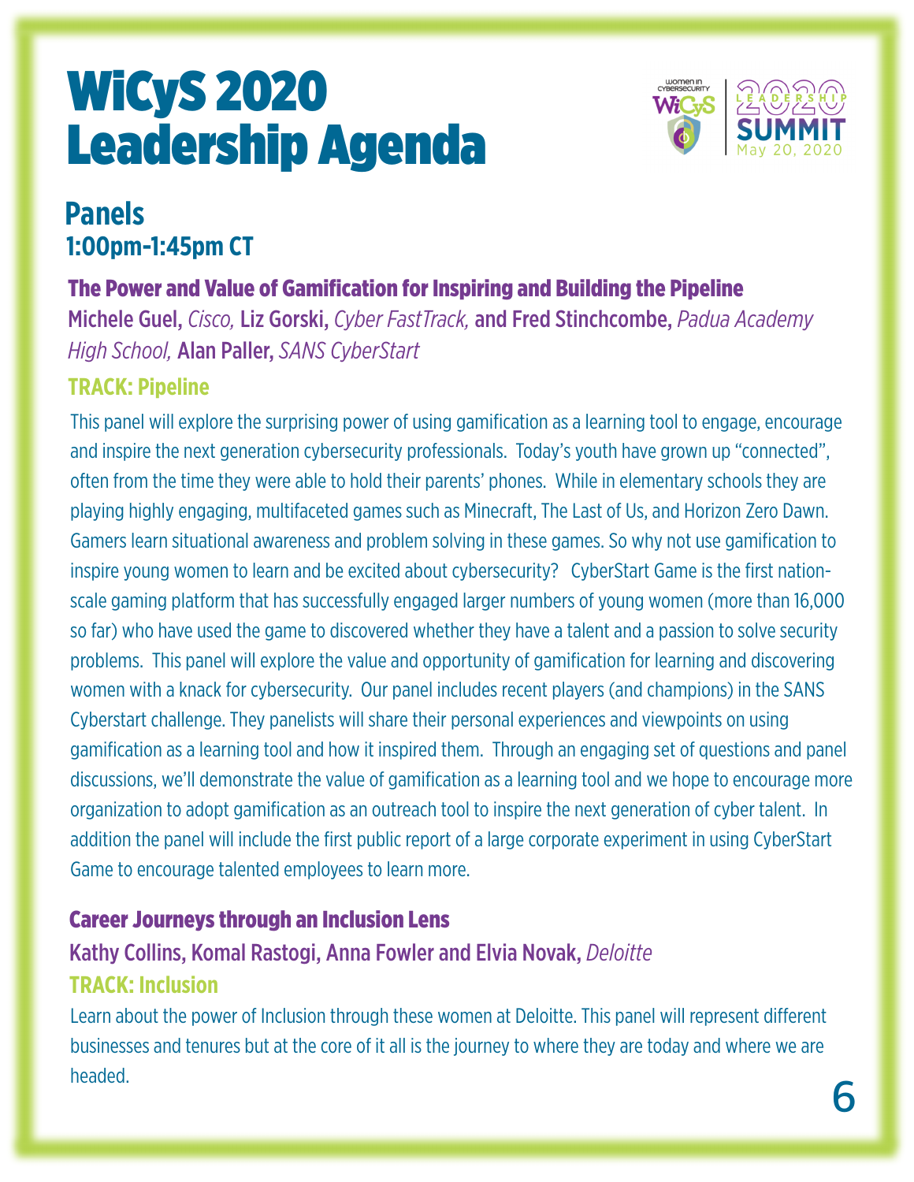# WiCyS 2020 Leadership Agenda

## Panels
### 1:00pm-1:45pm CT

### The Power and Value of Gamification for Inspiring and Building the Pipeline

Michele Guel, *Cisco,* Liz Gorski, *Cyber FastTrack,* and Fred Stinchcombe, *Padua Academy High School,* Alan Paller, *SANS CyberStart*

**TRACK: Pipeline**

This panel will explore the surprising power of using gamification as a learning tool to engage, encourage and inspire the next generation cybersecurity professionals. Today's youth have grown up "connected", often from the time they were able to hold their parents' phones. While in elementary schools they are playing highly engaging, multifaceted games such as Minecraft, The Last of Us, and Horizon Zero Dawn. Gamers learn situational awareness and problem solving in these games. So why not use gamification to inspire young women to learn and be excited about cybersecurity? CyberStart Game is the first nation-scale gaming platform that has successfully engaged larger numbers of young women (more than 16,000 so far) who have used the game to discovered whether they have a talent and a passion to solve security problems. This panel will explore the value and opportunity of gamification for learning and discovering women with a knack for cybersecurity. Our panel includes recent players (and champions) in the SANS Cyberstart challenge. They panelists will share their personal experiences and viewpoints on using gamification as a learning tool and how it inspired them. Through an engaging set of questions and panel discussions, we'll demonstrate the value of gamification as a learning tool and we hope to encourage more organization to adopt gamification as an outreach tool to inspire the next generation of cyber talent. In addition the panel will include the first public report of a large corporate experiment in using CyberStart Game to encourage talented employees to learn more.

### Career Journeys through an Inclusion Lens

Kathy Collins, Komal Rastogi, Anna Fowler and Elvia Novak, *Deloitte*

**TRACK: Inclusion**

Learn about the power of Inclusion through these women at Deloitte. This panel will represent different businesses and tenures but at the core of it all is the journey to where they are today and where we are headed.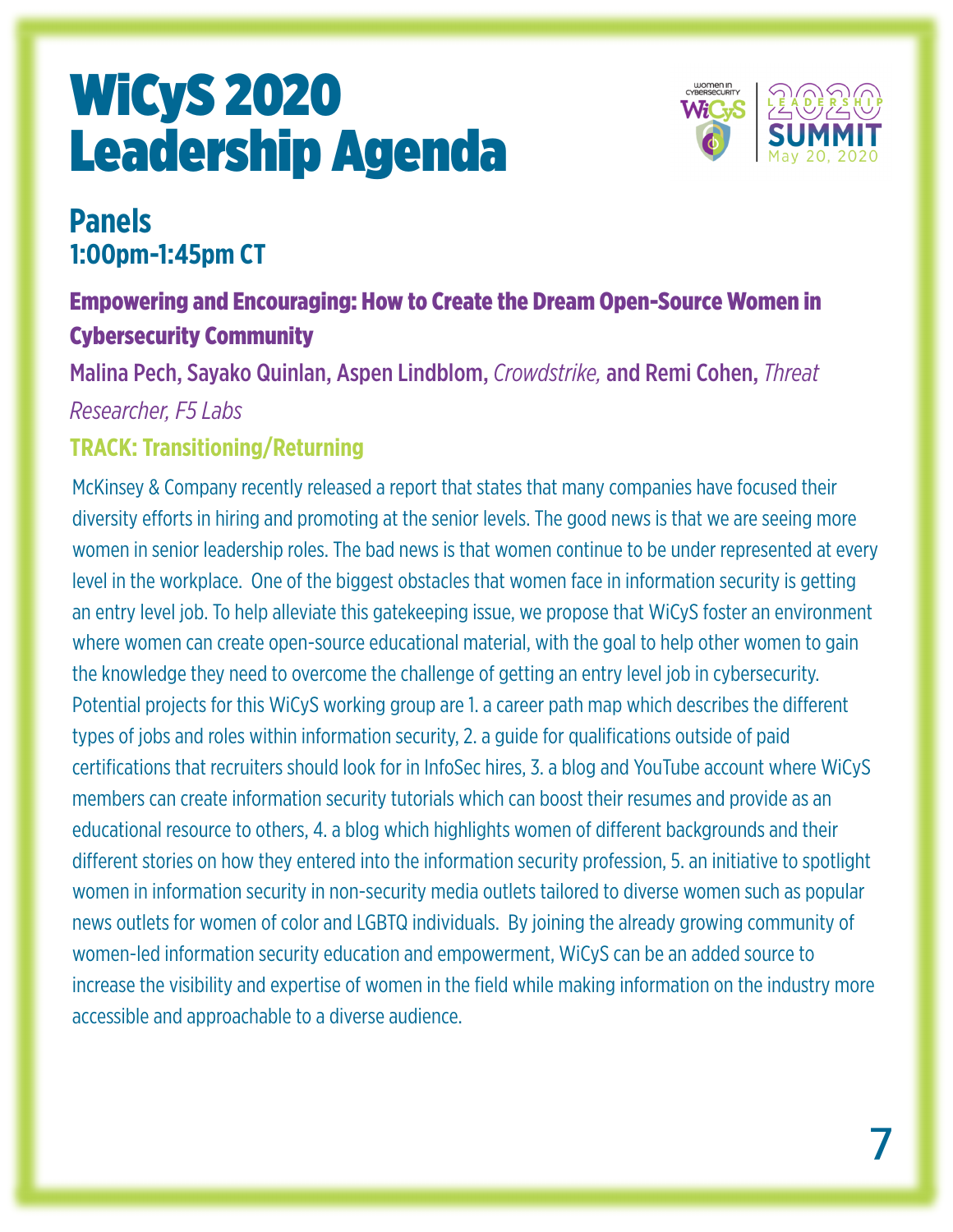# WiCyS 2020 Leadership Agenda

## Panels
### 1:00pm-1:45pm CT

#### Empowering and Encouraging: How to Create the Dream Open-Source Women in Cybersecurity Community

Malina Pech, Sayako Quinlan, Aspen Lindblom, *Crowdstrike,* and Remi Cohen, *Threat Researcher, F5 Labs*

**TRACK: Transitioning/Returning**

McKinsey & Company recently released a report that states that many companies have focused their diversity efforts in hiring and promoting at the senior levels. The good news is that we are seeing more women in senior leadership roles. The bad news is that women continue to be under represented at every level in the workplace. One of the biggest obstacles that women face in information security is getting an entry level job. To help alleviate this gatekeeping issue, we propose that WiCyS foster an environment where women can create open-source educational material, with the goal to help other women to gain the knowledge they need to overcome the challenge of getting an entry level job in cybersecurity. Potential projects for this WiCyS working group are 1. a career path map which describes the different types of jobs and roles within information security, 2. a guide for qualifications outside of paid certifications that recruiters should look for in InfoSec hires, 3. a blog and YouTube account where WiCyS members can create information security tutorials which can boost their resumes and provide as an educational resource to others, 4. a blog which highlights women of different backgrounds and their different stories on how they entered into the information security profession, 5. an initiative to spotlight women in information security in non-security media outlets tailored to diverse women such as popular news outlets for women of color and LGBTQ individuals. By joining the already growing community of women-led information security education and empowerment, WiCyS can be an added source to increase the visibility and expertise of women in the field while making information on the industry more accessible and approachable to a diverse audience.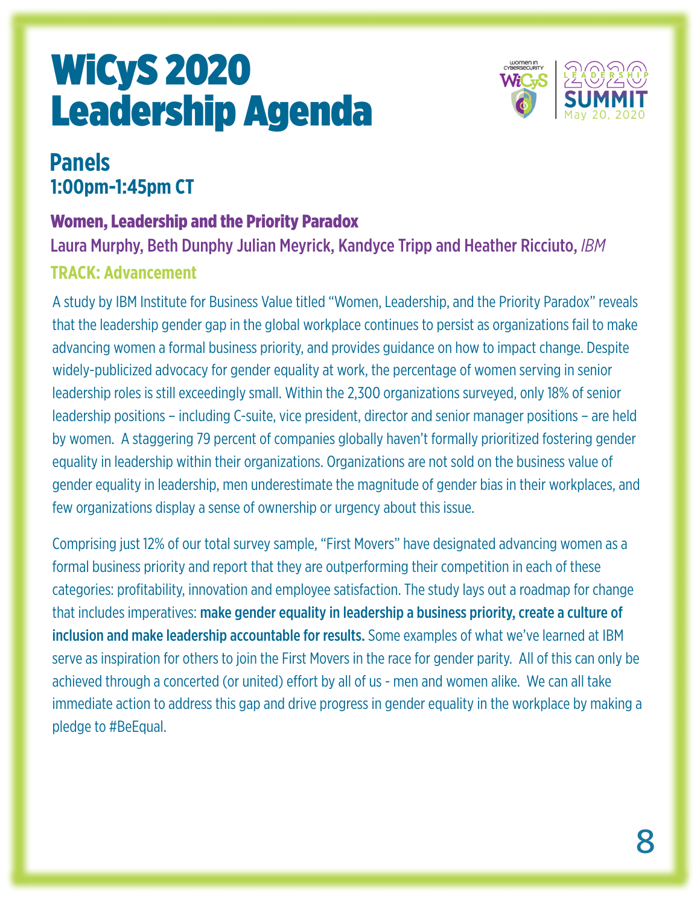# WiCyS 2020 Leadership Agenda

## Panels
### 1:00pm-1:45pm CT

### Women, Leadership and the Priority Paradox

Laura Murphy, Beth Dunphy Julian Meyrick, Kandyce Tripp and Heather Ricciuto, *IBM*

**TRACK: Advancement**

A study by IBM Institute for Business Value titled "Women, Leadership, and the Priority Paradox" reveals that the leadership gender gap in the global workplace continues to persist as organizations fail to make advancing women a formal business priority, and provides guidance on how to impact change. Despite widely-publicized advocacy for gender equality at work, the percentage of women serving in senior leadership roles is still exceedingly small. Within the 2,300 organizations surveyed, only 18% of senior leadership positions – including C-suite, vice president, director and senior manager positions – are held by women. A staggering 79 percent of companies globally haven't formally prioritized fostering gender equality in leadership within their organizations. Organizations are not sold on the business value of gender equality in leadership, men underestimate the magnitude of gender bias in their workplaces, and few organizations display a sense of ownership or urgency about this issue.

Comprising just 12% of our total survey sample, "First Movers" have designated advancing women as a formal business priority and report that they are outperforming their competition in each of these categories: profitability, innovation and employee satisfaction. The study lays out a roadmap for change that includes imperatives: **make gender equality in leadership a business priority, create a culture of inclusion and make leadership accountable for results.** Some examples of what we've learned at IBM serve as inspiration for others to join the First Movers in the race for gender parity. All of this can only be achieved through a concerted (or united) effort by all of us - men and women alike. We can all take immediate action to address this gap and drive progress in gender equality in the workplace by making a pledge to #BeEqual.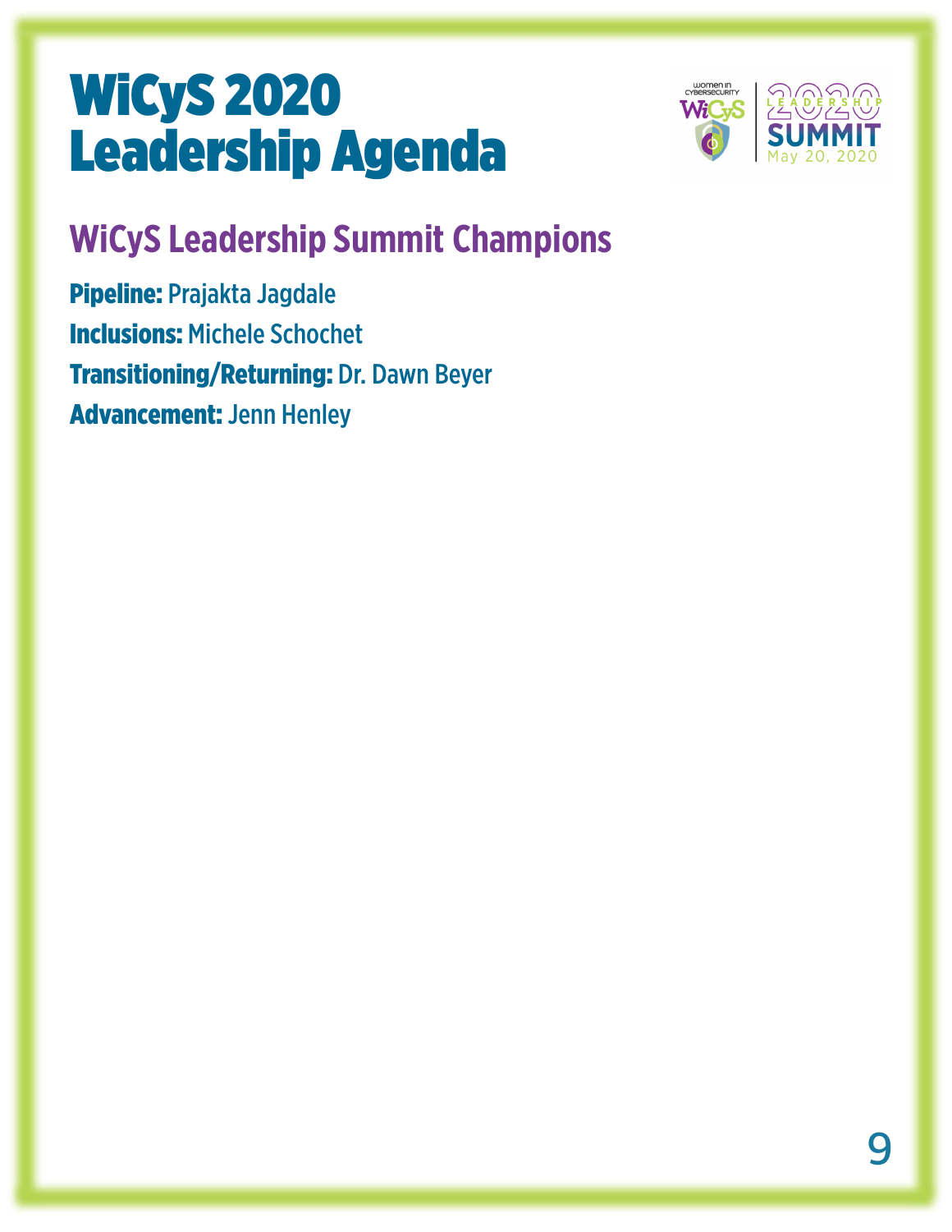# WiCyS 2020 Leadership Agenda

## WiCyS Leadership Summit Champions

**Pipeline:** Prajakta Jagdale

**Inclusions:** Michele Schochet

**Transitioning/Returning:** Dr. Dawn Beyer

**Advancement:** Jenn Henley